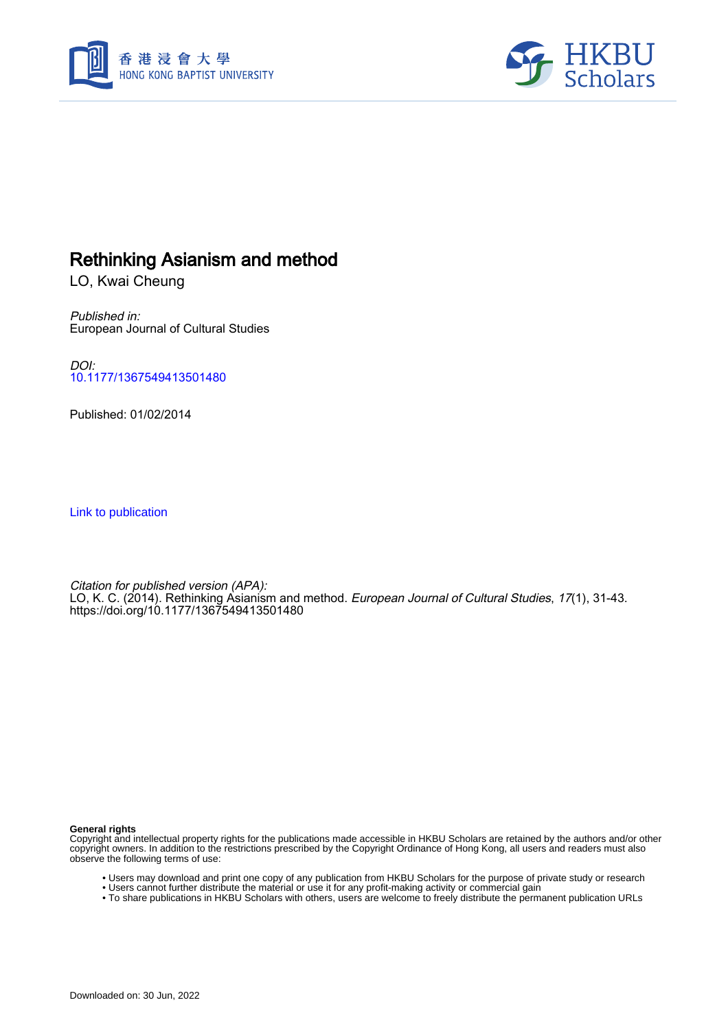# Rethinking Asianism and method

LO, Kwai Cheung

*Published in:*
European Journal of Cultural Studies

*DOI:*
10.1177/1367549413501480

Published: 01/02/2014

Link to publication

*Citation for published version (APA):*
LO, K. C. (2014). Rethinking Asianism and method. *European Journal of Cultural Studies*, *17*(1), 31-43. https://doi.org/10.1177/1367549413501480

**General rights**
Copyright and intellectual property rights for the publications made accessible in HKBU Scholars are retained by the authors and/or other copyright owners. In addition to the restrictions prescribed by the Copyright Ordinance of Hong Kong, all users and readers must also observe the following terms of use:

- Users may download and print one copy of any publication from HKBU Scholars for the purpose of private study or research
- Users cannot further distribute the material or use it for any profit-making activity or commercial gain
- To share publications in HKBU Scholars with others, users are welcome to freely distribute the permanent publication URLs

Downloaded on: 30 Jun, 2022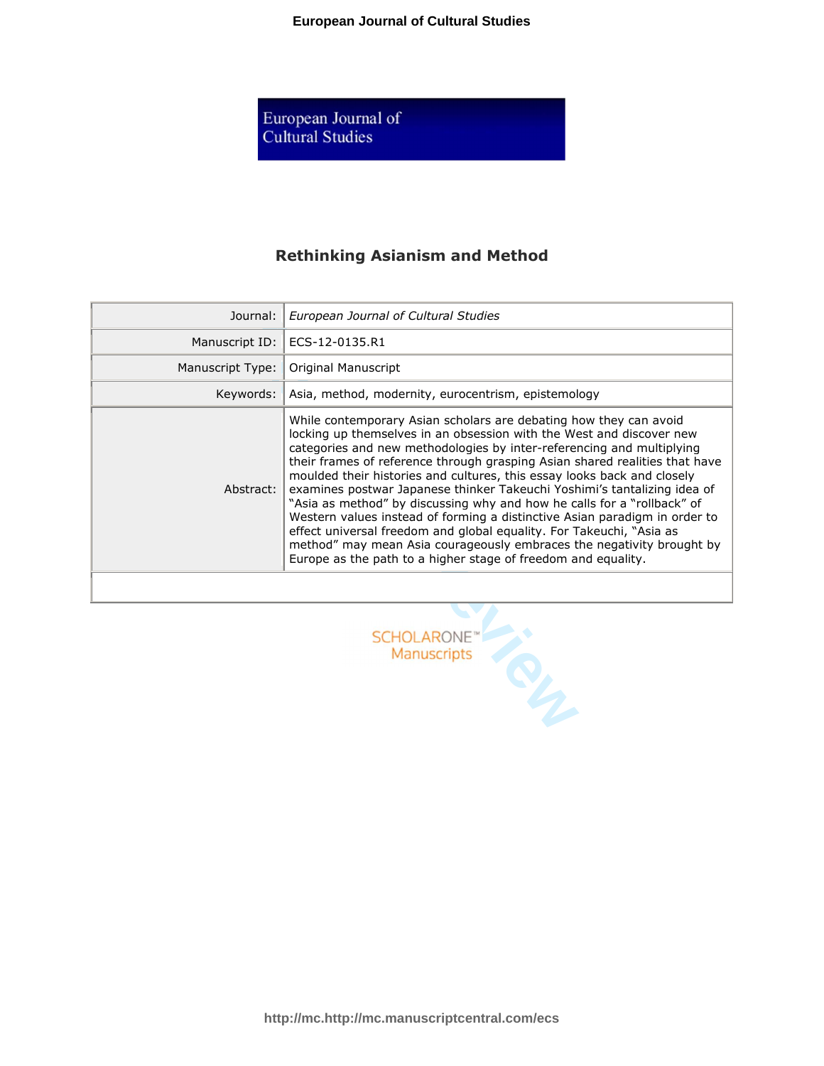# Rethinking Asianism and Method

| | |
|---|---|
| Journal: | *European Journal of Cultural Studies* |
| Manuscript ID: | ECS-12-0135.R1 |
| Manuscript Type: | Original Manuscript |
| Keywords: | Asia, method, modernity, eurocentrism, epistemology |
| Abstract: | While contemporary Asian scholars are debating how they can avoid locking up themselves in an obsession with the West and discover new categories and new methodologies by inter-referencing and multiplying their frames of reference through grasping Asian shared realities that have moulded their histories and cultures, this essay looks back and closely examines postwar Japanese thinker Takeuchi Yoshimi's tantalizing idea of "Asia as method" by discussing why and how he calls for a "rollback" of Western values instead of forming a distinctive Asian paradigm in order to effect universal freedom and global equality. For Takeuchi, "Asia as method" may mean Asia courageously embraces the negativity brought by Europe as the path to a higher stage of freedom and equality. |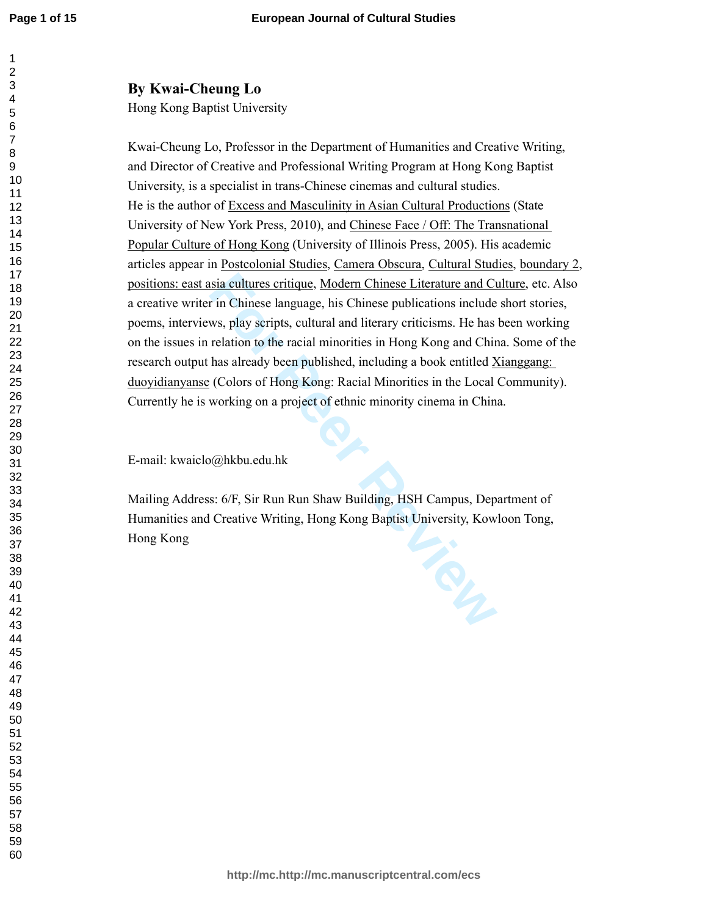**By Kwai-Cheung Lo**

Hong Kong Baptist University

Kwai-Cheung Lo, Professor in the Department of Humanities and Creative Writing, and Director of Creative and Professional Writing Program at Hong Kong Baptist University, is a specialist in trans-Chinese cinemas and cultural studies. He is the author of Excess and Masculinity in Asian Cultural Productions (State University of New York Press, 2010), and Chinese Face / Off: The Transnational Popular Culture of Hong Kong (University of Illinois Press, 2005). His academic articles appear in Postcolonial Studies, Camera Obscura, Cultural Studies, boundary 2, positions: east asia cultures critique, Modern Chinese Literature and Culture, etc. Also a creative writer in Chinese language, his Chinese publications include short stories, poems, interviews, play scripts, cultural and literary criticisms. He has been working on the issues in relation to the racial minorities in Hong Kong and China. Some of the research output has already been published, including a book entitled Xianggang: duoyidianyanse (Colors of Hong Kong: Racial Minorities in the Local Community). Currently he is working on a project of ethnic minority cinema in China.

E-mail: kwaiclo@hkbu.edu.hk

Mailing Address: 6/F, Sir Run Run Shaw Building, HSH Campus, Department of Humanities and Creative Writing, Hong Kong Baptist University, Kowloon Tong, Hong Kong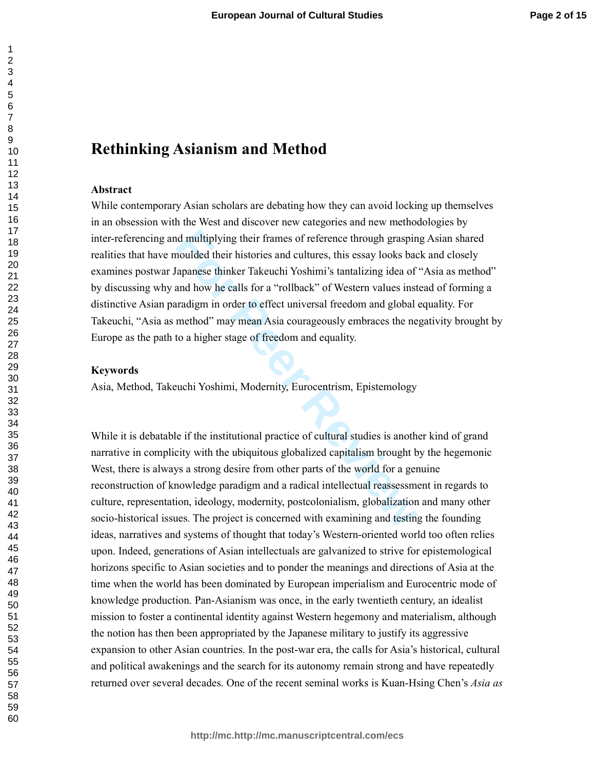# Rethinking Asianism and Method

**Abstract**

While contemporary Asian scholars are debating how they can avoid locking up themselves in an obsession with the West and discover new categories and new methodologies by inter-referencing and multiplying their frames of reference through grasping Asian shared realities that have moulded their histories and cultures, this essay looks back and closely examines postwar Japanese thinker Takeuchi Yoshimi's tantalizing idea of "Asia as method" by discussing why and how he calls for a "rollback" of Western values instead of forming a distinctive Asian paradigm in order to effect universal freedom and global equality. For Takeuchi, "Asia as method" may mean Asia courageously embraces the negativity brought by Europe as the path to a higher stage of freedom and equality.

**Keywords**

Asia, Method, Takeuchi Yoshimi, Modernity, Eurocentrism, Epistemology

While it is debatable if the institutional practice of cultural studies is another kind of grand narrative in complicity with the ubiquitous globalized capitalism brought by the hegemonic West, there is always a strong desire from other parts of the world for a genuine reconstruction of knowledge paradigm and a radical intellectual reassessment in regards to culture, representation, ideology, modernity, postcolonialism, globalization and many other socio-historical issues. The project is concerned with examining and testing the founding ideas, narratives and systems of thought that today's Western-oriented world too often relies upon. Indeed, generations of Asian intellectuals are galvanized to strive for epistemological horizons specific to Asian societies and to ponder the meanings and directions of Asia at the time when the world has been dominated by European imperialism and Eurocentric mode of knowledge production. Pan-Asianism was once, in the early twentieth century, an idealist mission to foster a continental identity against Western hegemony and materialism, although the notion has then been appropriated by the Japanese military to justify its aggressive expansion to other Asian countries. In the post-war era, the calls for Asia's historical, cultural and political awakenings and the search for its autonomy remain strong and have repeatedly returned over several decades. One of the recent seminal works is Kuan-Hsing Chen's *Asia as*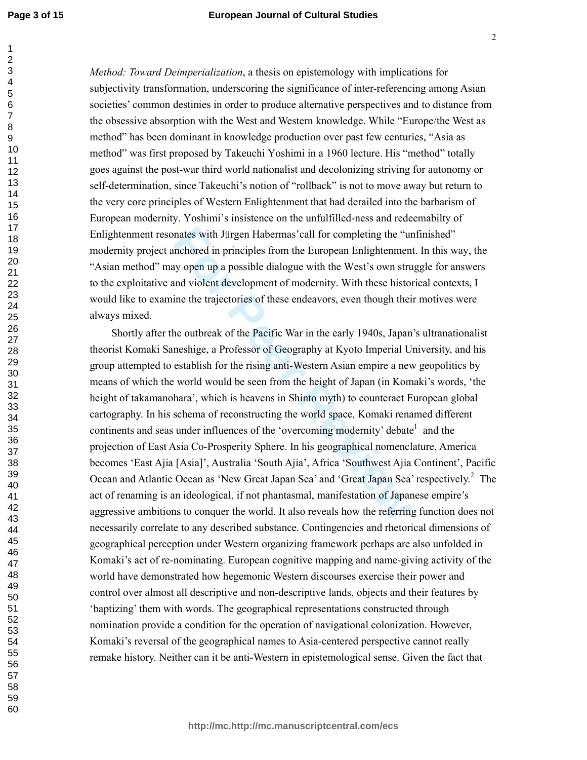*Method: Toward Deimperialization*, a thesis on epistemology with implications for subjectivity transformation, underscoring the significance of inter-referencing among Asian societies' common destinies in order to produce alternative perspectives and to distance from the obsessive absorption with the West and Western knowledge. While "Europe/the West as method" has been dominant in knowledge production over past few centuries, "Asia as method" was first proposed by Takeuchi Yoshimi in a 1960 lecture. His "method" totally goes against the post-war third world nationalist and decolonizing striving for autonomy or self-determination, since Takeuchi's notion of "rollback" is not to move away but return to the very core principles of Western Enlightenment that had derailed into the barbarism of European modernity. Yoshimi's insistence on the unfulfilled-ness and redeemabilty of Enlightenment resonates with Jürgen Habermas'call for completing the "unfinished" modernity project anchored in principles from the European Enlightenment. In this way, the "Asian method" may open up a possible dialogue with the West's own struggle for answers to the exploitative and violent development of modernity. With these historical contexts, I would like to examine the trajectories of these endeavors, even though their motives were always mixed.

Shortly after the outbreak of the Pacific War in the early 1940s, Japan's ultranationalist theorist Komaki Saneshige, a Professor of Geography at Kyoto Imperial University, and his group attempted to establish for the rising anti-Western Asian empire a new geopolitics by means of which the world would be seen from the height of Japan (in Komaki's words, 'the height of takamanohara', which is heavens in Shinto myth) to counteract European global cartography. In his schema of reconstructing the world space, Komaki renamed different continents and seas under influences of the 'overcoming modernity' debate[1] and the projection of East Asia Co-Prosperity Sphere. In his geographical nomenclature, America becomes 'East Ajia [Asia]', Australia 'South Ajia', Africa 'Southwest Ajia Continent', Pacific Ocean and Atlantic Ocean as 'New Great Japan Sea' and 'Great Japan Sea' respectively.[2] The act of renaming is an ideological, if not phantasmal, manifestation of Japanese empire's aggressive ambitions to conquer the world. It also reveals how the referring function does not necessarily correlate to any described substance. Contingencies and rhetorical dimensions of geographical perception under Western organizing framework perhaps are also unfolded in Komaki's act of re-nominating. European cognitive mapping and name-giving activity of the world have demonstrated how hegemonic Western discourses exercise their power and control over almost all descriptive and non-descriptive lands, objects and their features by 'baptizing' them with words. The geographical representations constructed through nomination provide a condition for the operation of navigational colonization. However, Komaki's reversal of the geographical names to Asia-centered perspective cannot really remake history. Neither can it be anti-Western in epistemological sense. Given the fact that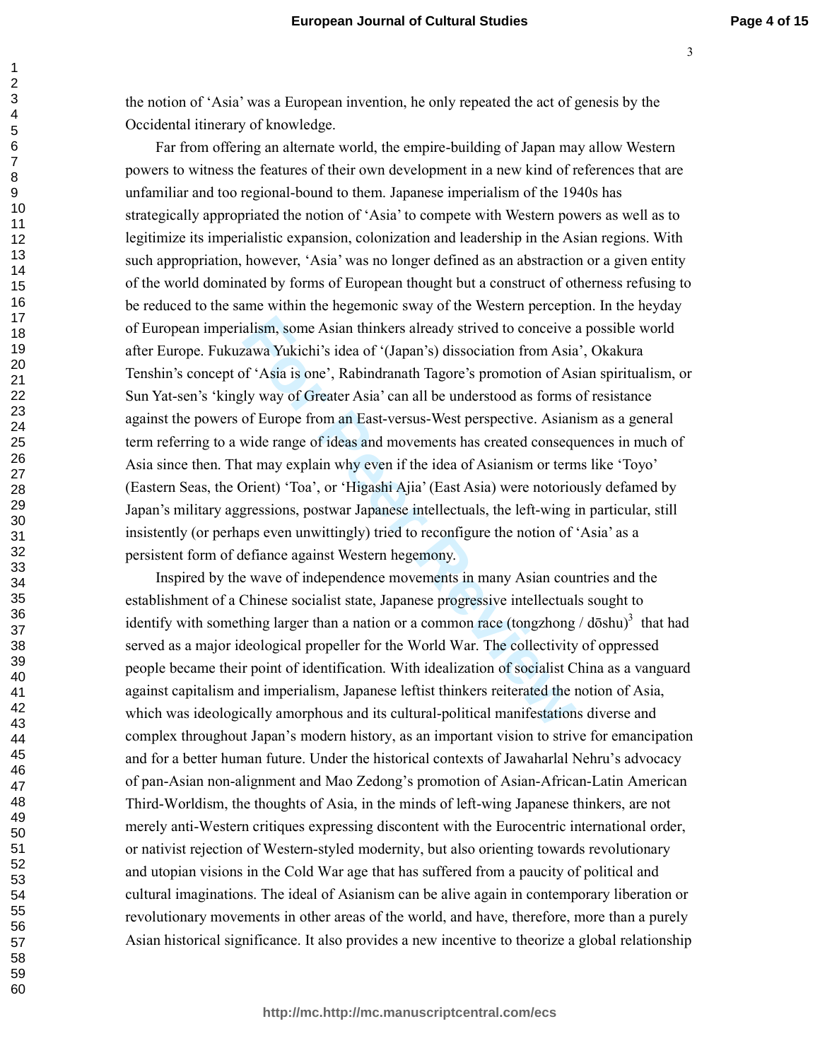the notion of 'Asia' was a European invention, he only repeated the act of genesis by the Occidental itinerary of knowledge.

Far from offering an alternate world, the empire-building of Japan may allow Western powers to witness the features of their own development in a new kind of references that are unfamiliar and too regional-bound to them. Japanese imperialism of the 1940s has strategically appropriated the notion of 'Asia' to compete with Western powers as well as to legitimize its imperialistic expansion, colonization and leadership in the Asian regions. With such appropriation, however, 'Asia' was no longer defined as an abstraction or a given entity of the world dominated by forms of European thought but a construct of otherness refusing to be reduced to the same within the hegemonic sway of the Western perception. In the heyday of European imperialism, some Asian thinkers already strived to conceive a possible world after Europe. Fukuzawa Yukichi's idea of '(Japan's) dissociation from Asia', Okakura Tenshin's concept of 'Asia is one', Rabindranath Tagore's promotion of Asian spiritualism, or Sun Yat-sen's 'kingly way of Greater Asia' can all be understood as forms of resistance against the powers of Europe from an East-versus-West perspective. Asianism as a general term referring to a wide range of ideas and movements has created consequences in much of Asia since then. That may explain why even if the idea of Asianism or terms like 'Toyo' (Eastern Seas, the Orient) 'Toa', or 'Higashi Ajia' (East Asia) were notoriously defamed by Japan's military aggressions, postwar Japanese intellectuals, the left-wing in particular, still insistently (or perhaps even unwittingly) tried to reconfigure the notion of 'Asia' as a persistent form of defiance against Western hegemony.

Inspired by the wave of independence movements in many Asian countries and the establishment of a Chinese socialist state, Japanese progressive intellectuals sought to identify with something larger than a nation or a common race (tongzhong / dōshu)[3] that had served as a major ideological propeller for the World War. The collectivity of oppressed people became their point of identification. With idealization of socialist China as a vanguard against capitalism and imperialism, Japanese leftist thinkers reiterated the notion of Asia, which was ideologically amorphous and its cultural-political manifestations diverse and complex throughout Japan's modern history, as an important vision to strive for emancipation and for a better human future. Under the historical contexts of Jawaharlal Nehru's advocacy of pan-Asian non-alignment and Mao Zedong's promotion of Asian-African-Latin American Third-Worldism, the thoughts of Asia, in the minds of left-wing Japanese thinkers, are not merely anti-Western critiques expressing discontent with the Eurocentric international order, or nativist rejection of Western-styled modernity, but also orienting towards revolutionary and utopian visions in the Cold War age that has suffered from a paucity of political and cultural imaginations. The ideal of Asianism can be alive again in contemporary liberation or revolutionary movements in other areas of the world, and have, therefore, more than a purely Asian historical significance. It also provides a new incentive to theorize a global relationship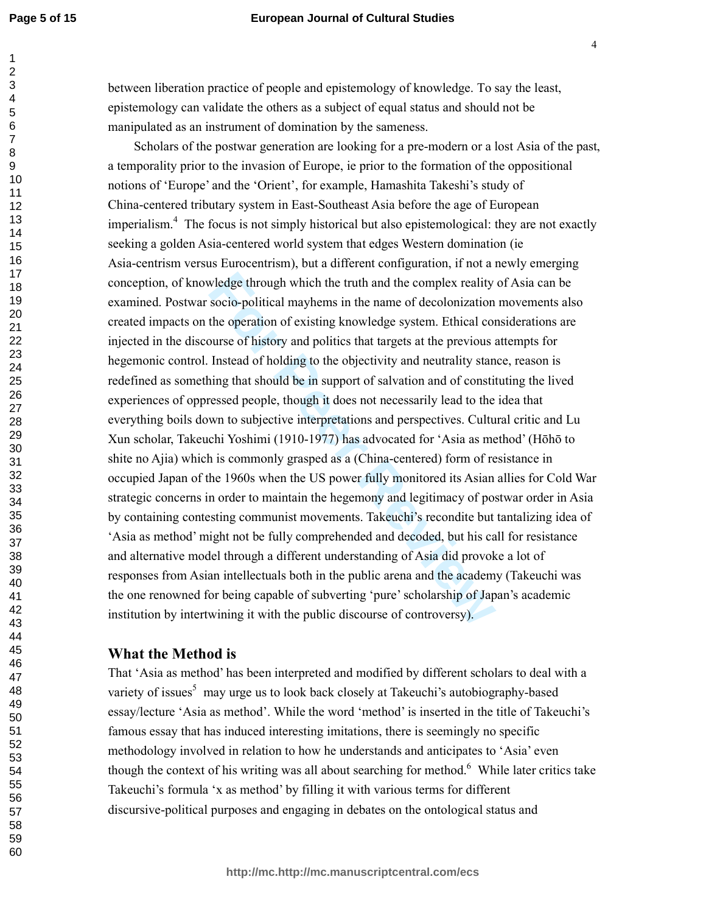between liberation practice of people and epistemology of knowledge. To say the least, epistemology can validate the others as a subject of equal status and should not be manipulated as an instrument of domination by the sameness.

Scholars of the postwar generation are looking for a pre-modern or a lost Asia of the past, a temporality prior to the invasion of Europe, ie prior to the formation of the oppositional notions of 'Europe' and the 'Orient', for example, Hamashita Takeshi's study of China-centered tributary system in East-Southeast Asia before the age of European imperialism.[4] The focus is not simply historical but also epistemological: they are not exactly seeking a golden Asia-centered world system that edges Western domination (ie Asia-centrism versus Eurocentrism), but a different configuration, if not a newly emerging conception, of knowledge through which the truth and the complex reality of Asia can be examined. Postwar socio-political mayhems in the name of decolonization movements also created impacts on the operation of existing knowledge system. Ethical considerations are injected in the discourse of history and politics that targets at the previous attempts for hegemonic control. Instead of holding to the objectivity and neutrality stance, reason is redefined as something that should be in support of salvation and of constituting the lived experiences of oppressed people, though it does not necessarily lead to the idea that everything boils down to subjective interpretations and perspectives. Cultural critic and Lu Xun scholar, Takeuchi Yoshimi (1910-1977) has advocated for 'Asia as method' (Hōhō to shite no Ajia) which is commonly grasped as a (China-centered) form of resistance in occupied Japan of the 1960s when the US power fully monitored its Asian allies for Cold War strategic concerns in order to maintain the hegemony and legitimacy of postwar order in Asia by containing contesting communist movements. Takeuchi's recondite but tantalizing idea of 'Asia as method' might not be fully comprehended and decoded, but his call for resistance and alternative model through a different understanding of Asia did provoke a lot of responses from Asian intellectuals both in the public arena and the academy (Takeuchi was the one renowned for being capable of subverting 'pure' scholarship of Japan's academic institution by intertwining it with the public discourse of controversy).

## What the Method is

That 'Asia as method' has been interpreted and modified by different scholars to deal with a variety of issues[5] may urge us to look back closely at Takeuchi's autobiography-based essay/lecture 'Asia as method'. While the word 'method' is inserted in the title of Takeuchi's famous essay that has induced interesting imitations, there is seemingly no specific methodology involved in relation to how he understands and anticipates to 'Asia' even though the context of his writing was all about searching for method.[6] While later critics take Takeuchi's formula 'x as method' by filling it with various terms for different discursive-political purposes and engaging in debates on the ontological status and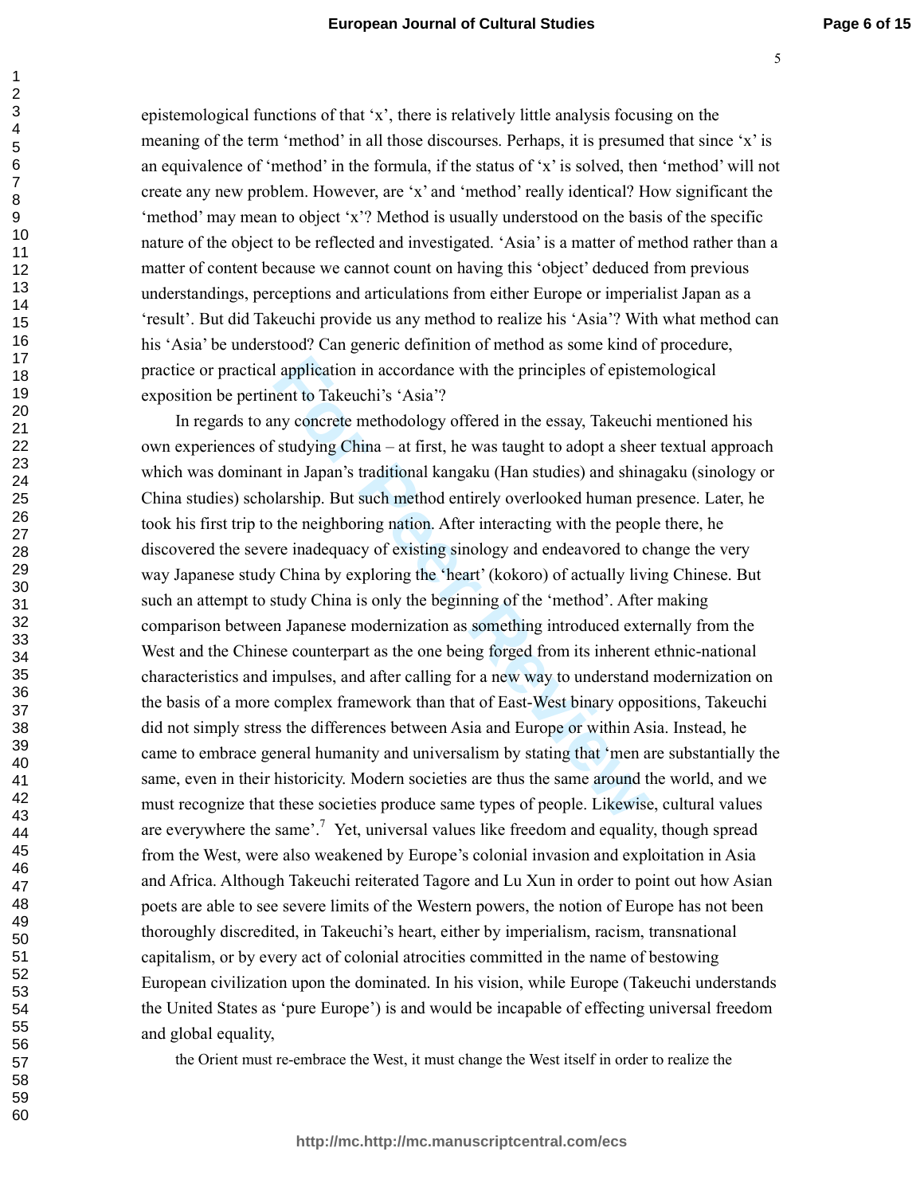epistemological functions of that 'x', there is relatively little analysis focusing on the meaning of the term 'method' in all those discourses. Perhaps, it is presumed that since 'x' is an equivalence of 'method' in the formula, if the status of 'x' is solved, then 'method' will not create any new problem. However, are 'x' and 'method' really identical? How significant the 'method' may mean to object 'x'? Method is usually understood on the basis of the specific nature of the object to be reflected and investigated. 'Asia' is a matter of method rather than a matter of content because we cannot count on having this 'object' deduced from previous understandings, perceptions and articulations from either Europe or imperialist Japan as a 'result'. But did Takeuchi provide us any method to realize his 'Asia'? With what method can his 'Asia' be understood? Can generic definition of method as some kind of procedure, practice or practical application in accordance with the principles of epistemological exposition be pertinent to Takeuchi's 'Asia'?

In regards to any concrete methodology offered in the essay, Takeuchi mentioned his own experiences of studying China – at first, he was taught to adopt a sheer textual approach which was dominant in Japan's traditional kangaku (Han studies) and shinagaku (sinology or China studies) scholarship. But such method entirely overlooked human presence. Later, he took his first trip to the neighboring nation. After interacting with the people there, he discovered the severe inadequacy of existing sinology and endeavored to change the very way Japanese study China by exploring the 'heart' (kokoro) of actually living Chinese. But such an attempt to study China is only the beginning of the 'method'. After making comparison between Japanese modernization as something introduced externally from the West and the Chinese counterpart as the one being forged from its inherent ethnic-national characteristics and impulses, and after calling for a new way to understand modernization on the basis of a more complex framework than that of East-West binary oppositions, Takeuchi did not simply stress the differences between Asia and Europe or within Asia. Instead, he came to embrace general humanity and universalism by stating that 'men are substantially the same, even in their historicity. Modern societies are thus the same around the world, and we must recognize that these societies produce same types of people. Likewise, cultural values are everywhere the same'.[7] Yet, universal values like freedom and equality, though spread from the West, were also weakened by Europe's colonial invasion and exploitation in Asia and Africa. Although Takeuchi reiterated Tagore and Lu Xun in order to point out how Asian poets are able to see severe limits of the Western powers, the notion of Europe has not been thoroughly discredited, in Takeuchi's heart, either by imperialism, racism, transnational capitalism, or by every act of colonial atrocities committed in the name of bestowing European civilization upon the dominated. In his vision, while Europe (Takeuchi understands the United States as 'pure Europe') is and would be incapable of effecting universal freedom and global equality,

> the Orient must re-embrace the West, it must change the West itself in order to realize the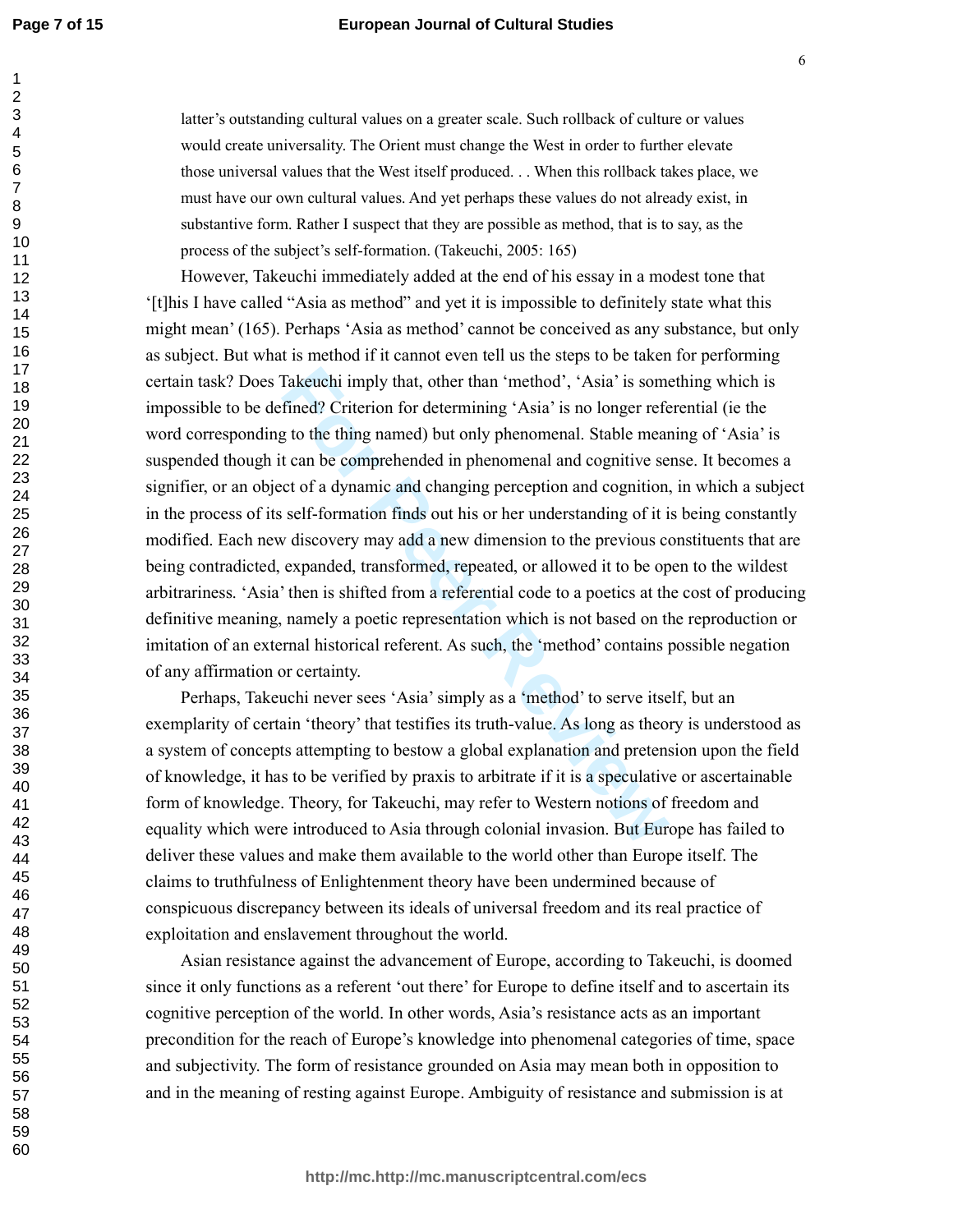latter's outstanding cultural values on a greater scale. Such rollback of culture or values would create universality. The Orient must change the West in order to further elevate those universal values that the West itself produced. . . When this rollback takes place, we must have our own cultural values. And yet perhaps these values do not already exist, in substantive form. Rather I suspect that they are possible as method, that is to say, as the process of the subject's self-formation. (Takeuchi, 2005: 165)

However, Takeuchi immediately added at the end of his essay in a modest tone that '[t]his I have called "Asia as method" and yet it is impossible to definitely state what this might mean' (165). Perhaps 'Asia as method' cannot be conceived as any substance, but only as subject. But what is method if it cannot even tell us the steps to be taken for performing certain task? Does Takeuchi imply that, other than 'method', 'Asia' is something which is impossible to be defined? Criterion for determining 'Asia' is no longer referential (ie the word corresponding to the thing named) but only phenomenal. Stable meaning of 'Asia' is suspended though it can be comprehended in phenomenal and cognitive sense. It becomes a signifier, or an object of a dynamic and changing perception and cognition, in which a subject in the process of its self-formation finds out his or her understanding of it is being constantly modified. Each new discovery may add a new dimension to the previous constituents that are being contradicted, expanded, transformed, repeated, or allowed it to be open to the wildest arbitrariness. 'Asia' then is shifted from a referential code to a poetics at the cost of producing definitive meaning, namely a poetic representation which is not based on the reproduction or imitation of an external historical referent. As such, the 'method' contains possible negation of any affirmation or certainty.

Perhaps, Takeuchi never sees 'Asia' simply as a 'method' to serve itself, but an exemplarity of certain 'theory' that testifies its truth-value. As long as theory is understood as a system of concepts attempting to bestow a global explanation and pretension upon the field of knowledge, it has to be verified by praxis to arbitrate if it is a speculative or ascertainable form of knowledge. Theory, for Takeuchi, may refer to Western notions of freedom and equality which were introduced to Asia through colonial invasion. But Europe has failed to deliver these values and make them available to the world other than Europe itself. The claims to truthfulness of Enlightenment theory have been undermined because of conspicuous discrepancy between its ideals of universal freedom and its real practice of exploitation and enslavement throughout the world.

Asian resistance against the advancement of Europe, according to Takeuchi, is doomed since it only functions as a referent 'out there' for Europe to define itself and to ascertain its cognitive perception of the world. In other words, Asia's resistance acts as an important precondition for the reach of Europe's knowledge into phenomenal categories of time, space and subjectivity. The form of resistance grounded on Asia may mean both in opposition to and in the meaning of resting against Europe. Ambiguity of resistance and submission is at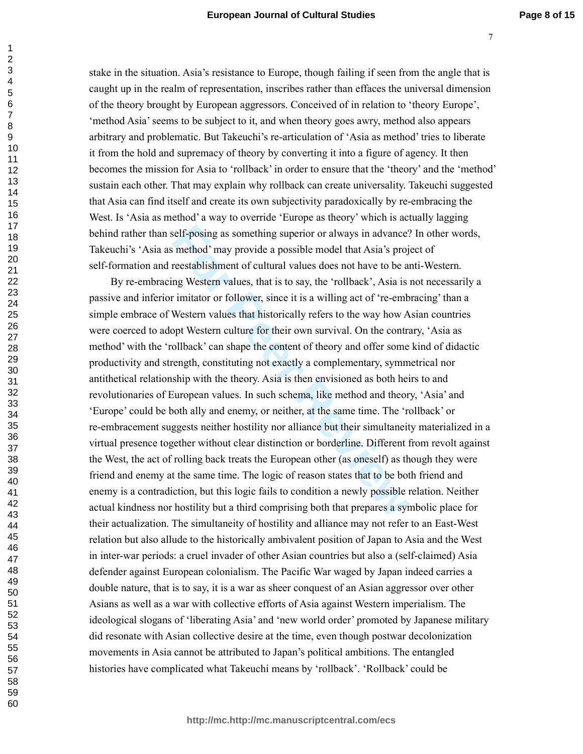stake in the situation. Asia's resistance to Europe, though failing if seen from the angle that is caught up in the realm of representation, inscribes rather than effaces the universal dimension of the theory brought by European aggressors. Conceived of in relation to 'theory Europe', 'method Asia' seems to be subject to it, and when theory goes awry, method also appears arbitrary and problematic. But Takeuchi's re-articulation of 'Asia as method' tries to liberate it from the hold and supremacy of theory by converting it into a figure of agency. It then becomes the mission for Asia to 'rollback' in order to ensure that the 'theory' and the 'method' sustain each other. That may explain why rollback can create universality. Takeuchi suggested that Asia can find itself and create its own subjectivity paradoxically by re-embracing the West. Is 'Asia as method' a way to override 'Europe as theory' which is actually lagging behind rather than self-posing as something superior or always in advance? In other words, Takeuchi's 'Asia as method' may provide a possible model that Asia's project of self-formation and reestablishment of cultural values does not have to be anti-Western.

By re-embracing Western values, that is to say, the 'rollback', Asia is not necessarily a passive and inferior imitator or follower, since it is a willing act of 're-embracing' than a simple embrace of Western values that historically refers to the way how Asian countries were coerced to adopt Western culture for their own survival. On the contrary, 'Asia as method' with the 'rollback' can shape the content of theory and offer some kind of didactic productivity and strength, constituting not exactly a complementary, symmetrical nor antithetical relationship with the theory. Asia is then envisioned as both heirs to and revolutionaries of European values. In such schema, like method and theory, 'Asia' and 'Europe' could be both ally and enemy, or neither, at the same time. The 'rollback' or re-embracement suggests neither hostility nor alliance but their simultaneity materialized in a virtual presence together without clear distinction or borderline. Different from revolt against the West, the act of rolling back treats the European other (as oneself) as though they were friend and enemy at the same time. The logic of reason states that to be both friend and enemy is a contradiction, but this logic fails to condition a newly possible relation. Neither actual kindness nor hostility but a third comprising both that prepares a symbolic place for their actualization. The simultaneity of hostility and alliance may not refer to an East-West relation but also allude to the historically ambivalent position of Japan to Asia and the West in inter-war periods: a cruel invader of other Asian countries but also a (self-claimed) Asia defender against European colonialism. The Pacific War waged by Japan indeed carries a double nature, that is to say, it is a war as sheer conquest of an Asian aggressor over other Asians as well as a war with collective efforts of Asia against Western imperialism. The ideological slogans of 'liberating Asia' and 'new world order' promoted by Japanese military did resonate with Asian collective desire at the time, even though postwar decolonization movements in Asia cannot be attributed to Japan's political ambitions. The entangled histories have complicated what Takeuchi means by 'rollback'. 'Rollback' could be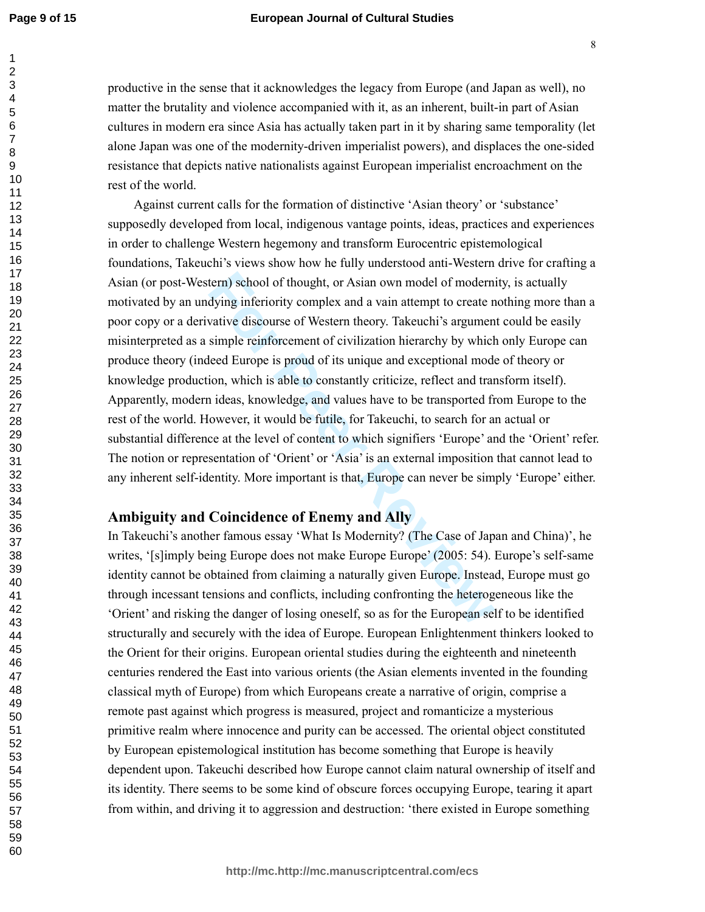productive in the sense that it acknowledges the legacy from Europe (and Japan as well), no matter the brutality and violence accompanied with it, as an inherent, built-in part of Asian cultures in modern era since Asia has actually taken part in it by sharing same temporality (let alone Japan was one of the modernity-driven imperialist powers), and displaces the one-sided resistance that depicts native nationalists against European imperialist encroachment on the rest of the world.

Against current calls for the formation of distinctive 'Asian theory' or 'substance' supposedly developed from local, indigenous vantage points, ideas, practices and experiences in order to challenge Western hegemony and transform Eurocentric epistemological foundations, Takeuchi's views show how he fully understood anti-Western drive for crafting a Asian (or post-Western) school of thought, or Asian own model of modernity, is actually motivated by an undying inferiority complex and a vain attempt to create nothing more than a poor copy or a derivative discourse of Western theory. Takeuchi's argument could be easily misinterpreted as a simple reinforcement of civilization hierarchy by which only Europe can produce theory (indeed Europe is proud of its unique and exceptional mode of theory or knowledge production, which is able to constantly criticize, reflect and transform itself). Apparently, modern ideas, knowledge, and values have to be transported from Europe to the rest of the world. However, it would be futile, for Takeuchi, to search for an actual or substantial difference at the level of content to which signifiers 'Europe' and the 'Orient' refer. The notion or representation of 'Orient' or 'Asia' is an external imposition that cannot lead to any inherent self-identity. More important is that, Europe can never be simply 'Europe' either.

## Ambiguity and Coincidence of Enemy and Ally

In Takeuchi's another famous essay 'What Is Modernity? (The Case of Japan and China)', he writes, '[s]imply being Europe does not make Europe Europe' (2005: 54). Europe's self-same identity cannot be obtained from claiming a naturally given Europe. Instead, Europe must go through incessant tensions and conflicts, including confronting the heterogeneous like the 'Orient' and risking the danger of losing oneself, so as for the European self to be identified structurally and securely with the idea of Europe. European Enlightenment thinkers looked to the Orient for their origins. European oriental studies during the eighteenth and nineteenth centuries rendered the East into various orients (the Asian elements invented in the founding classical myth of Europe) from which Europeans create a narrative of origin, comprise a remote past against which progress is measured, project and romanticize a mysterious primitive realm where innocence and purity can be accessed. The oriental object constituted by European epistemological institution has become something that Europe is heavily dependent upon. Takeuchi described how Europe cannot claim natural ownership of itself and its identity. There seems to be some kind of obscure forces occupying Europe, tearing it apart from within, and driving it to aggression and destruction: 'there existed in Europe something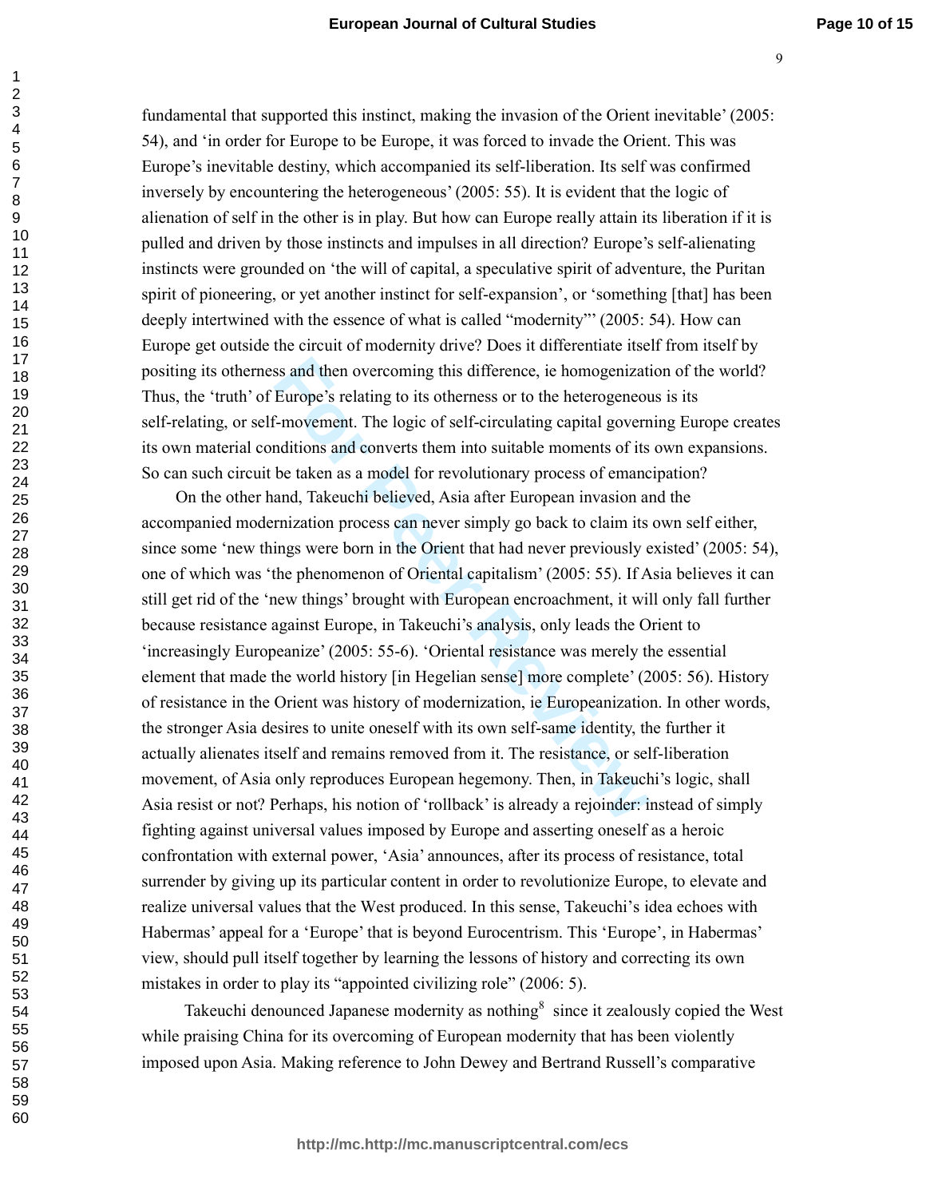fundamental that supported this instinct, making the invasion of the Orient inevitable' (2005: 54), and 'in order for Europe to be Europe, it was forced to invade the Orient. This was Europe's inevitable destiny, which accompanied its self-liberation. Its self was confirmed inversely by encountering the heterogeneous' (2005: 55). It is evident that the logic of alienation of self in the other is in play. But how can Europe really attain its liberation if it is pulled and driven by those instincts and impulses in all direction? Europe's self-alienating instincts were grounded on 'the will of capital, a speculative spirit of adventure, the Puritan spirit of pioneering, or yet another instinct for self-expansion', or 'something [that] has been deeply intertwined with the essence of what is called "modernity"' (2005: 54). How can Europe get outside the circuit of modernity drive? Does it differentiate itself from itself by positing its otherness and then overcoming this difference, ie homogenization of the world? Thus, the 'truth' of Europe's relating to its otherness or to the heterogeneous is its self-relating, or self-movement. The logic of self-circulating capital governing Europe creates its own material conditions and converts them into suitable moments of its own expansions. So can such circuit be taken as a model for revolutionary process of emancipation?

On the other hand, Takeuchi believed, Asia after European invasion and the accompanied modernization process can never simply go back to claim its own self either, since some 'new things were born in the Orient that had never previously existed' (2005: 54), one of which was 'the phenomenon of Oriental capitalism' (2005: 55). If Asia believes it can still get rid of the 'new things' brought with European encroachment, it will only fall further because resistance against Europe, in Takeuchi's analysis, only leads the Orient to 'increasingly Europeanize' (2005: 55-6). 'Oriental resistance was merely the essential element that made the world history [in Hegelian sense] more complete' (2005: 56). History of resistance in the Orient was history of modernization, ie Europeanization. In other words, the stronger Asia desires to unite oneself with its own self-same identity, the further it actually alienates itself and remains removed from it. The resistance, or self-liberation movement, of Asia only reproduces European hegemony. Then, in Takeuchi's logic, shall Asia resist or not? Perhaps, his notion of 'rollback' is already a rejoinder: instead of simply fighting against universal values imposed by Europe and asserting oneself as a heroic confrontation with external power, 'Asia' announces, after its process of resistance, total surrender by giving up its particular content in order to revolutionize Europe, to elevate and realize universal values that the West produced. In this sense, Takeuchi's idea echoes with Habermas' appeal for a 'Europe' that is beyond Eurocentrism. This 'Europe', in Habermas' view, should pull itself together by learning the lessons of history and correcting its own mistakes in order to play its "appointed civilizing role" (2006: 5).

Takeuchi denounced Japanese modernity as nothing[8] since it zealously copied the West while praising China for its overcoming of European modernity that has been violently imposed upon Asia. Making reference to John Dewey and Bertrand Russell's comparative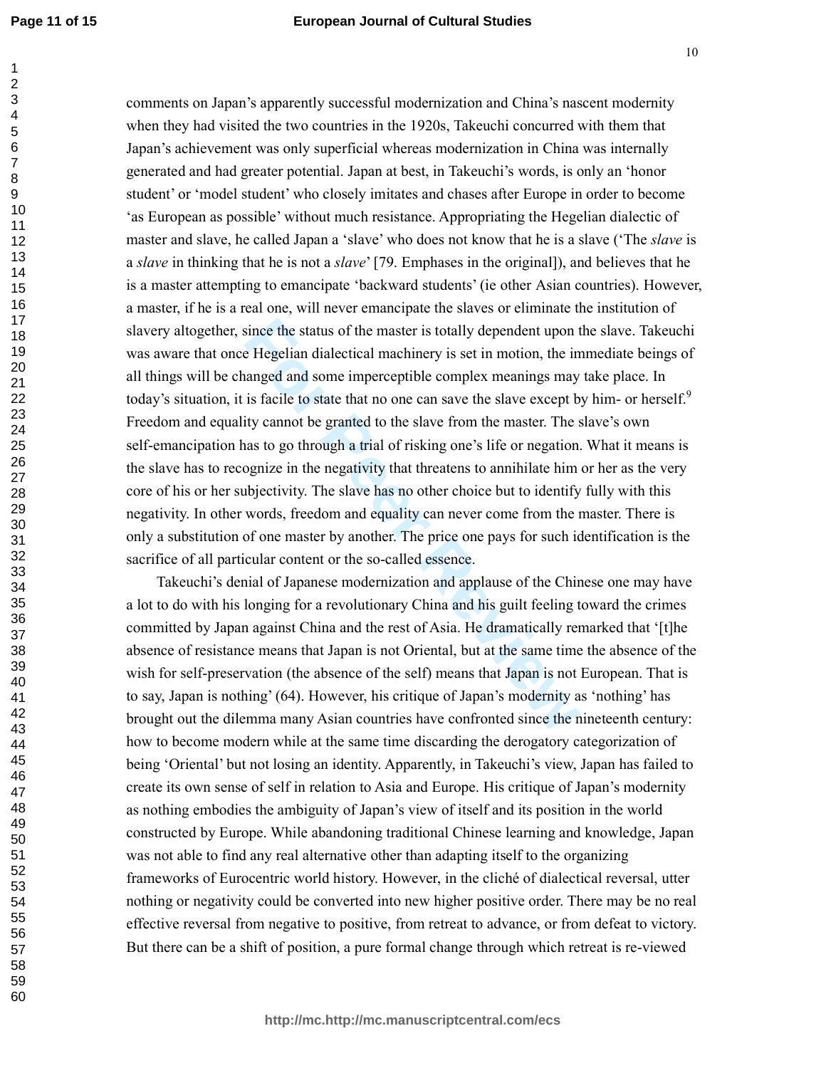comments on Japan's apparently successful modernization and China's nascent modernity when they had visited the two countries in the 1920s, Takeuchi concurred with them that Japan's achievement was only superficial whereas modernization in China was internally generated and had greater potential. Japan at best, in Takeuchi's words, is only an 'honor student' or 'model student' who closely imitates and chases after Europe in order to become 'as European as possible' without much resistance. Appropriating the Hegelian dialectic of master and slave, he called Japan a 'slave' who does not know that he is a slave ('The *slave* is a *slave* in thinking that he is not a *slave*' [79. Emphases in the original]), and believes that he is a master attempting to emancipate 'backward students' (ie other Asian countries). However, a master, if he is a real one, will never emancipate the slaves or eliminate the institution of slavery altogether, since the status of the master is totally dependent upon the slave. Takeuchi was aware that once Hegelian dialectical machinery is set in motion, the immediate beings of all things will be changed and some imperceptible complex meanings may take place. In today's situation, it is facile to state that no one can save the slave except by him- or herself.[9] Freedom and equality cannot be granted to the slave from the master. The slave's own self-emancipation has to go through a trial of risking one's life or negation. What it means is the slave has to recognize in the negativity that threatens to annihilate him or her as the very core of his or her subjectivity. The slave has no other choice but to identify fully with this negativity. In other words, freedom and equality can never come from the master. There is only a substitution of one master by another. The price one pays for such identification is the sacrifice of all particular content or the so-called essence.

Takeuchi's denial of Japanese modernization and applause of the Chinese one may have a lot to do with his longing for a revolutionary China and his guilt feeling toward the crimes committed by Japan against China and the rest of Asia. He dramatically remarked that '[t]he absence of resistance means that Japan is not Oriental, but at the same time the absence of the wish for self-preservation (the absence of the self) means that Japan is not European. That is to say, Japan is nothing' (64). However, his critique of Japan's modernity as 'nothing' has brought out the dilemma many Asian countries have confronted since the nineteenth century: how to become modern while at the same time discarding the derogatory categorization of being 'Oriental' but not losing an identity. Apparently, in Takeuchi's view, Japan has failed to create its own sense of self in relation to Asia and Europe. His critique of Japan's modernity as nothing embodies the ambiguity of Japan's view of itself and its position in the world constructed by Europe. While abandoning traditional Chinese learning and knowledge, Japan was not able to find any real alternative other than adapting itself to the organizing frameworks of Eurocentric world history. However, in the cliché of dialectical reversal, utter nothing or negativity could be converted into new higher positive order. There may be no real effective reversal from negative to positive, from retreat to advance, or from defeat to victory. But there can be a shift of position, a pure formal change through which retreat is re-viewed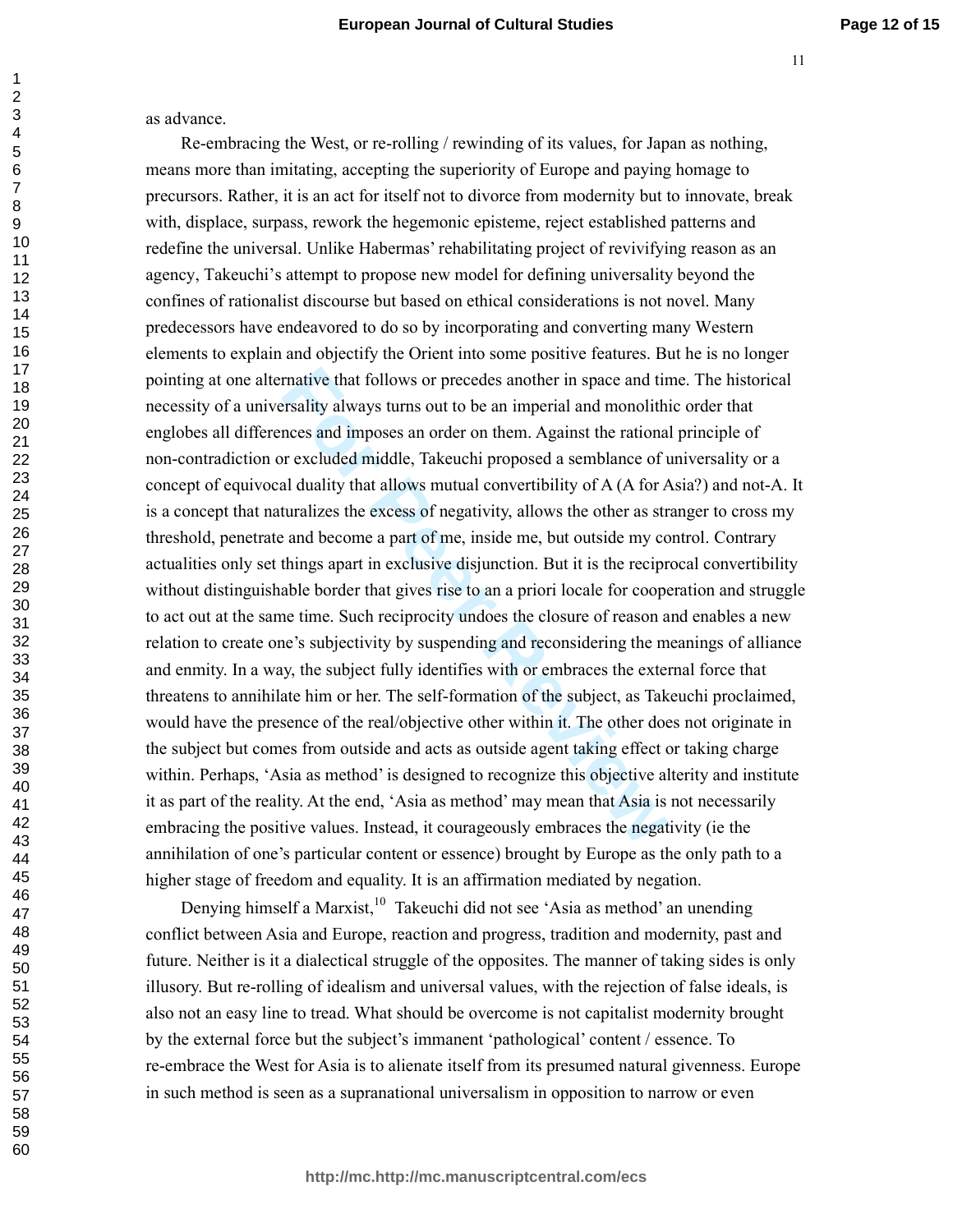as advance.

Re-embracing the West, or re-rolling / rewinding of its values, for Japan as nothing, means more than imitating, accepting the superiority of Europe and paying homage to precursors. Rather, it is an act for itself not to divorce from modernity but to innovate, break with, displace, surpass, rework the hegemonic episteme, reject established patterns and redefine the universal. Unlike Habermas' rehabilitating project of revivifying reason as an agency, Takeuchi's attempt to propose new model for defining universality beyond the confines of rationalist discourse but based on ethical considerations is not novel. Many predecessors have endeavored to do so by incorporating and converting many Western elements to explain and objectify the Orient into some positive features. But he is no longer pointing at one alternative that follows or precedes another in space and time. The historical necessity of a universality always turns out to be an imperial and monolithic order that englobes all differences and imposes an order on them. Against the rational principle of non-contradiction or excluded middle, Takeuchi proposed a semblance of universality or a concept of equivocal duality that allows mutual convertibility of A (A for Asia?) and not-A. It is a concept that naturalizes the excess of negativity, allows the other as stranger to cross my threshold, penetrate and become a part of me, inside me, but outside my control. Contrary actualities only set things apart in exclusive disjunction. But it is the reciprocal convertibility without distinguishable border that gives rise to an a priori locale for cooperation and struggle to act out at the same time. Such reciprocity undoes the closure of reason and enables a new relation to create one's subjectivity by suspending and reconsidering the meanings of alliance and enmity. In a way, the subject fully identifies with or embraces the external force that threatens to annihilate him or her. The self-formation of the subject, as Takeuchi proclaimed, would have the presence of the real/objective other within it. The other does not originate in the subject but comes from outside and acts as outside agent taking effect or taking charge within. Perhaps, 'Asia as method' is designed to recognize this objective alterity and institute it as part of the reality. At the end, 'Asia as method' may mean that Asia is not necessarily embracing the positive values. Instead, it courageously embraces the negativity (ie the annihilation of one's particular content or essence) brought by Europe as the only path to a higher stage of freedom and equality. It is an affirmation mediated by negation.

Denying himself a Marxist,[10] Takeuchi did not see 'Asia as method' an unending conflict between Asia and Europe, reaction and progress, tradition and modernity, past and future. Neither is it a dialectical struggle of the opposites. The manner of taking sides is only illusory. But re-rolling of idealism and universal values, with the rejection of false ideals, is also not an easy line to tread. What should be overcome is not capitalist modernity brought by the external force but the subject's immanent 'pathological' content / essence. To re-embrace the West for Asia is to alienate itself from its presumed natural givenness. Europe in such method is seen as a supranational universalism in opposition to narrow or even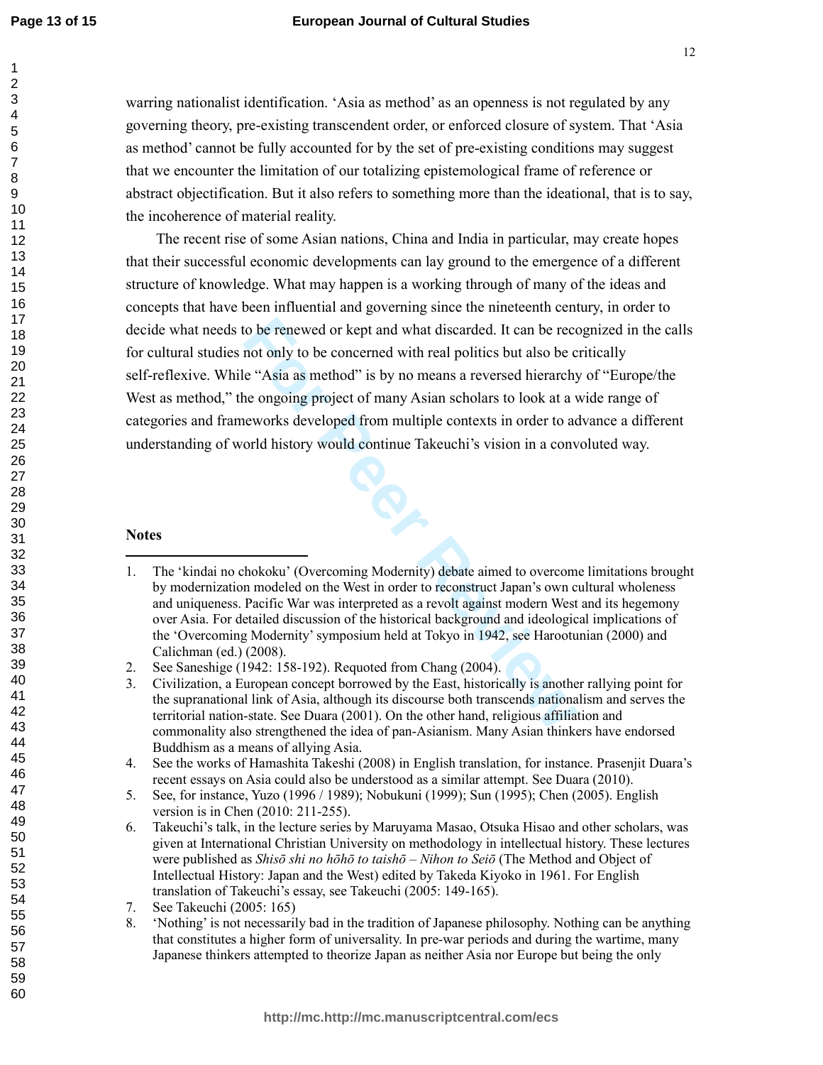warring nationalist identification. 'Asia as method' as an openness is not regulated by any governing theory, pre-existing transcendent order, or enforced closure of system. That 'Asia as method' cannot be fully accounted for by the set of pre-existing conditions may suggest that we encounter the limitation of our totalizing epistemological frame of reference or abstract objectification. But it also refers to something more than the ideational, that is to say, the incoherence of material reality.

The recent rise of some Asian nations, China and India in particular, may create hopes that their successful economic developments can lay ground to the emergence of a different structure of knowledge. What may happen is a working through of many of the ideas and concepts that have been influential and governing since the nineteenth century, in order to decide what needs to be renewed or kept and what discarded. It can be recognized in the calls for cultural studies not only to be concerned with real politics but also be critically self-reflexive. While "Asia as method" is by no means a reversed hierarchy of "Europe/the West as method," the ongoing project of many Asian scholars to look at a wide range of categories and frameworks developed from multiple contexts in order to advance a different understanding of world history would continue Takeuchi's vision in a convoluted way.

## Notes

1. The 'kindai no chokoku' (Overcoming Modernity) debate aimed to overcome limitations brought by modernization modeled on the West in order to reconstruct Japan's own cultural wholeness and uniqueness. Pacific War was interpreted as a revolt against modern West and its hegemony over Asia. For detailed discussion of the historical background and ideological implications of the 'Overcoming Modernity' symposium held at Tokyo in 1942, see Harootunian (2000) and Calichman (ed.) (2008).
2. See Saneshige (1942: 158-192). Requoted from Chang (2004).
3. Civilization, a European concept borrowed by the East, historically is another rallying point for the supranational link of Asia, although its discourse both transcends nationalism and serves the territorial nation-state. See Duara (2001). On the other hand, religious affiliation and commonality also strengthened the idea of pan-Asianism. Many Asian thinkers have endorsed Buddhism as a means of allying Asia.
4. See the works of Hamashita Takeshi (2008) in English translation, for instance. Prasenjit Duara's recent essays on Asia could also be understood as a similar attempt. See Duara (2010).
5. See, for instance, Yuzo (1996 / 1989); Nobukuni (1999); Sun (1995); Chen (2005). English version is in Chen (2010: 211-255).
6. Takeuchi's talk, in the lecture series by Maruyama Masao, Otsuka Hisao and other scholars, was given at International Christian University on methodology in intellectual history. These lectures were published as *Shisō shi no hōhō to taishō – Nihon to Seiō* (The Method and Object of Intellectual History: Japan and the West) edited by Takeda Kiyoko in 1961. For English translation of Takeuchi's essay, see Takeuchi (2005: 149-165).
7. See Takeuchi (2005: 165)
8. 'Nothing' is not necessarily bad in the tradition of Japanese philosophy. Nothing can be anything that constitutes a higher form of universality. In pre-war periods and during the wartime, many Japanese thinkers attempted to theorize Japan as neither Asia nor Europe but being the only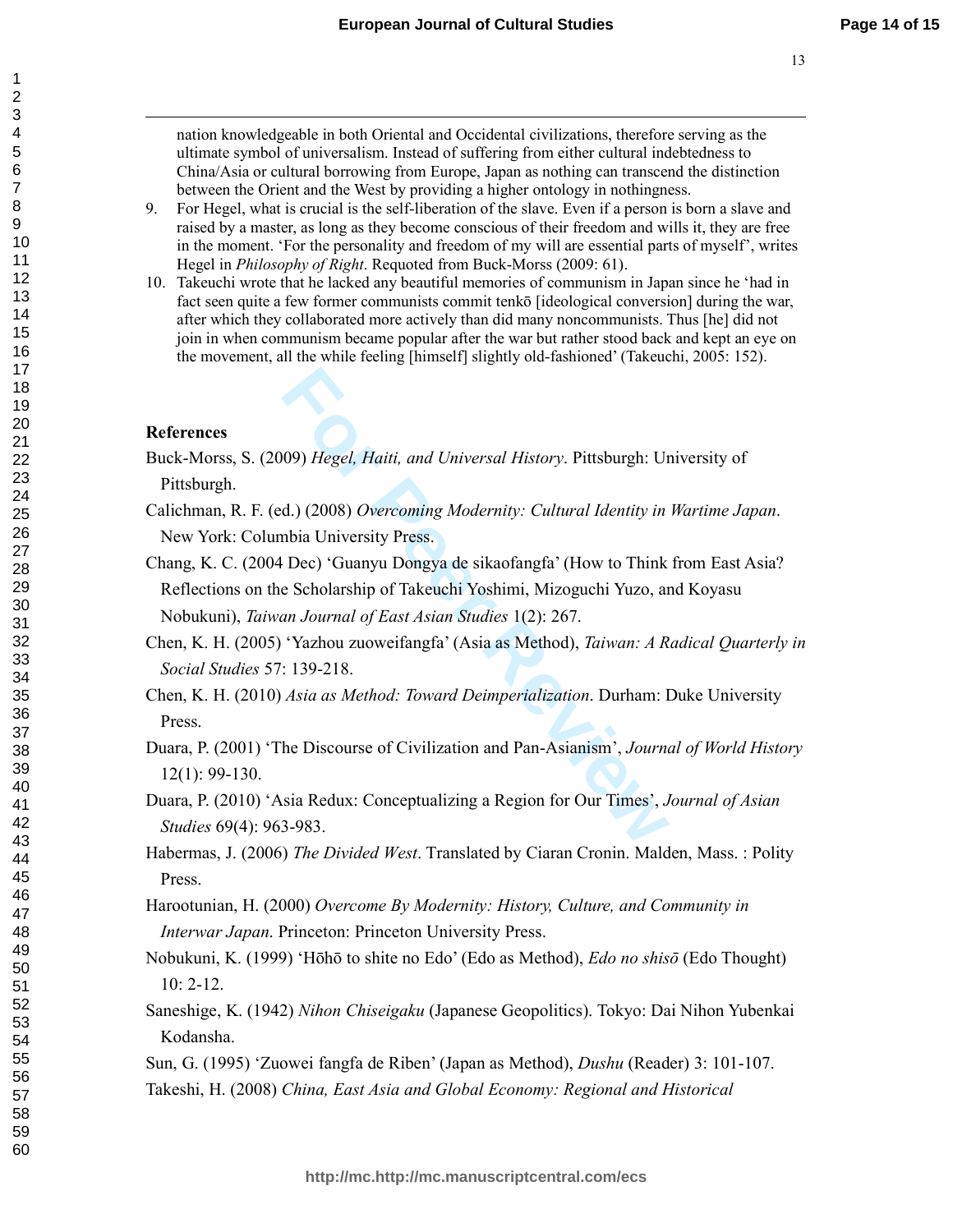nation knowledgeable in both Oriental and Occidental civilizations, therefore serving as the ultimate symbol of universalism. Instead of suffering from either cultural indebtedness to China/Asia or cultural borrowing from Europe, Japan as nothing can transcend the distinction between the Orient and the West by providing a higher ontology in nothingness.

9. For Hegel, what is crucial is the self-liberation of the slave. Even if a person is born a slave and raised by a master, as long as they become conscious of their freedom and wills it, they are free in the moment. 'For the personality and freedom of my will are essential parts of myself', writes Hegel in *Philosophy of Right*. Requoted from Buck-Morss (2009: 61).
10. Takeuchi wrote that he lacked any beautiful memories of communism in Japan since he 'had in fact seen quite a few former communists commit tenkō [ideological conversion] during the war, after which they collaborated more actively than did many noncommunists. Thus [he] did not join in when communism became popular after the war but rather stood back and kept an eye on the movement, all the while feeling [himself] slightly old-fashioned' (Takeuchi, 2005: 152).

## References

Buck-Morss, S. (2009) *Hegel, Haiti, and Universal History*. Pittsburgh: University of Pittsburgh.

Calichman, R. F. (ed.) (2008) *Overcoming Modernity: Cultural Identity in Wartime Japan*. New York: Columbia University Press.

Chang, K. C. (2004 Dec) 'Guanyu Dongya de sikaofangfa' (How to Think from East Asia? Reflections on the Scholarship of Takeuchi Yoshimi, Mizoguchi Yuzo, and Koyasu Nobukuni), *Taiwan Journal of East Asian Studies* 1(2): 267.

Chen, K. H. (2005) 'Yazhou zuoweifangfa' (Asia as Method), *Taiwan: A Radical Quarterly in Social Studies* 57: 139-218.

Chen, K. H. (2010) *Asia as Method: Toward Deimperialization*. Durham: Duke University Press.

Duara, P. (2001) 'The Discourse of Civilization and Pan-Asianism', *Journal of World History* 12(1): 99-130.

Duara, P. (2010) 'Asia Redux: Conceptualizing a Region for Our Times', *Journal of Asian Studies* 69(4): 963-983.

Habermas, J. (2006) *The Divided West*. Translated by Ciaran Cronin. Malden, Mass. : Polity Press.

Harootunian, H. (2000) *Overcome By Modernity: History, Culture, and Community in Interwar Japan*. Princeton: Princeton University Press.

Nobukuni, K. (1999) 'Hōhō to shite no Edo' (Edo as Method), *Edo no shisō* (Edo Thought) 10: 2-12.

Saneshige, K. (1942) *Nihon Chiseigaku* (Japanese Geopolitics). Tokyo: Dai Nihon Yubenkai Kodansha.

Sun, G. (1995) 'Zuowei fangfa de Riben' (Japan as Method), *Dushu* (Reader) 3: 101-107.

Takeshi, H. (2008) *China, East Asia and Global Economy: Regional and Historical*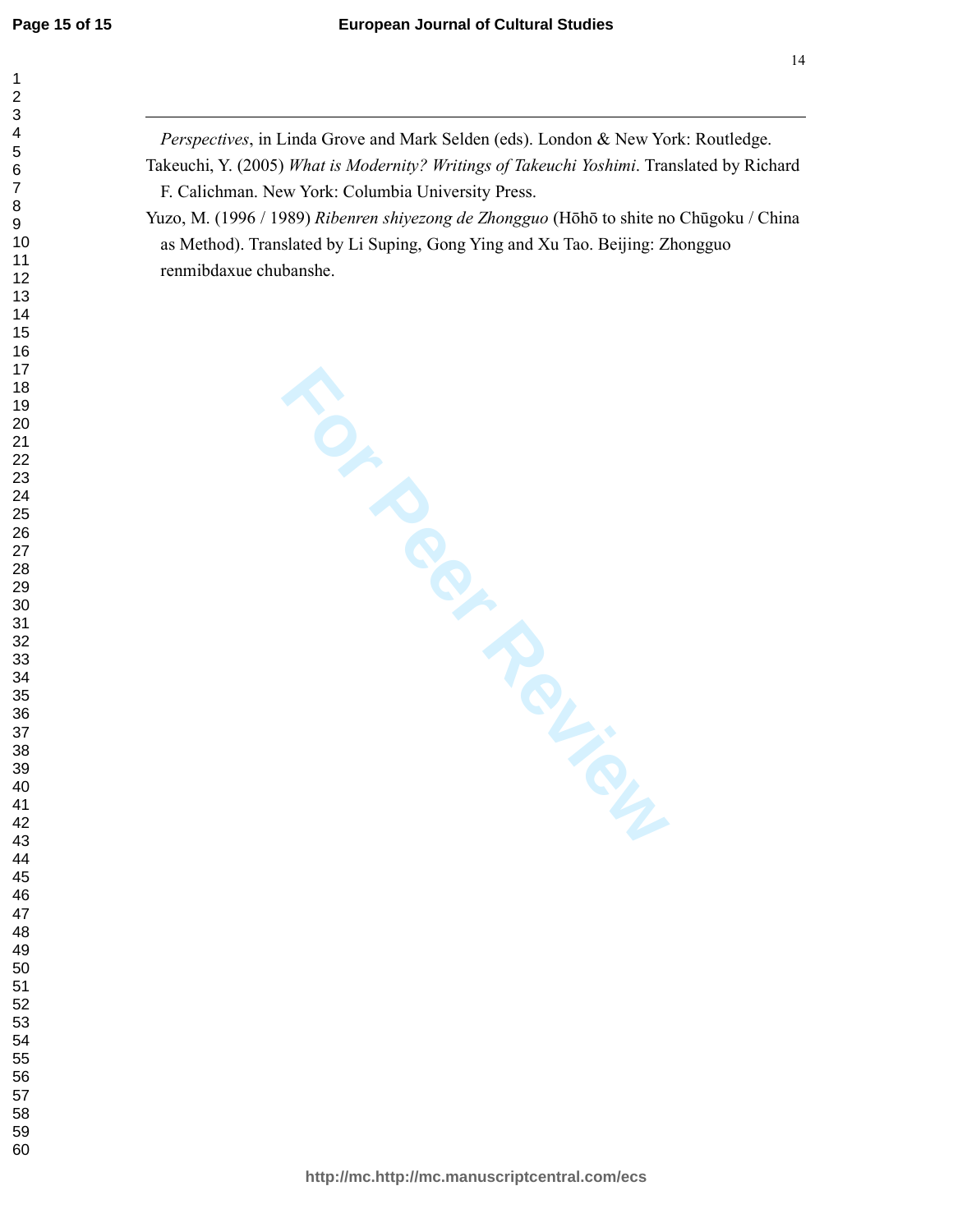*Perspectives*, in Linda Grove and Mark Selden (eds). London & New York: Routledge.

Takeuchi, Y. (2005) *What is Modernity? Writings of Takeuchi Yoshimi*. Translated by Richard F. Calichman. New York: Columbia University Press.

Yuzo, M. (1996 / 1989) *Ribenren shiyezong de Zhongguo* (Hōhō to shite no Chūgoku / China as Method). Translated by Li Suping, Gong Ying and Xu Tao. Beijing: Zhongguo renmibdaxue chubanshe.